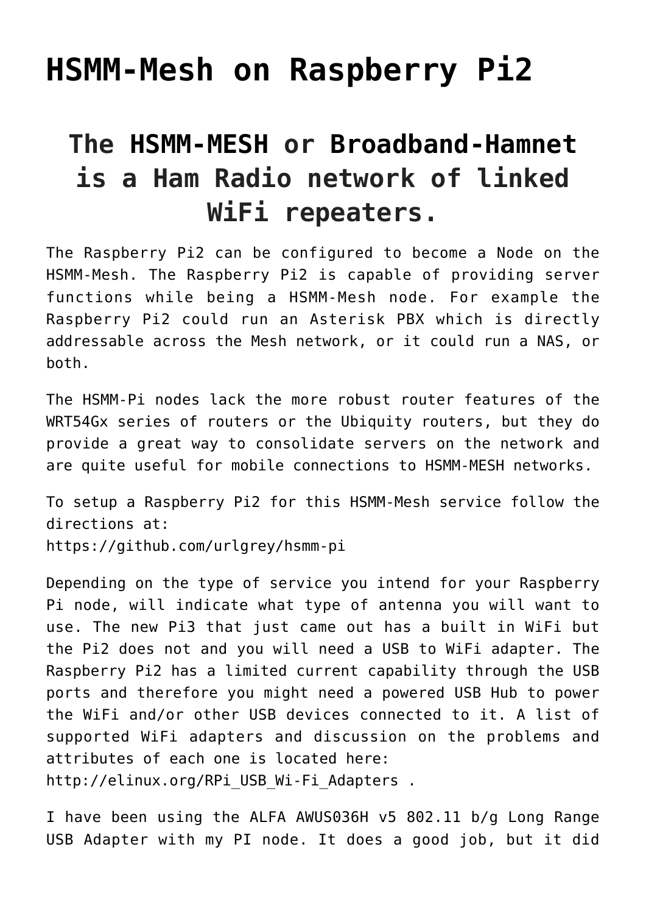# HSMM-Mesh on Raspberry Pi2

## The HSMM-MESH or Broadband-Hamnet is a Ham Radio network of linked WiFi repeaters.

The Raspberry Pi2 can be configured to become a Node on the HSMM-Mesh. The Raspberry Pi2 is capable of providing server functions while being a HSMM-Mesh node. For example the Raspberry Pi2 could run an Asterisk PBX which is directly addressable across the Mesh network, or it could run a NAS, or both.

The HSMM-Pi nodes lack the more robust router features of the WRT54Gx series of routers or the Ubiquity routers, but they do provide a great way to consolidate servers on the network and are quite useful for mobile connections to HSMM-MESH networks.

To setup a Raspberry Pi2 for this HSMM-Mesh service follow the directions at:
https://github.com/urlgrey/hsmm-pi

Depending on the type of service you intend for your Raspberry Pi node, will indicate what type of antenna you will want to use. The new Pi3 that just came out has a built in WiFi but the Pi2 does not and you will need a USB to WiFi adapter. The Raspberry Pi2 has a limited current capability through the USB ports and therefore you might need a powered USB Hub to power the WiFi and/or other USB devices connected to it. A list of supported WiFi adapters and discussion on the problems and attributes of each one is located here:
http://elinux.org/RPi_USB_Wi-Fi_Adapters .

I have been using the ALFA AWUS036H v5 802.11 b/g Long Range USB Adapter with my PI node. It does a good job, but it did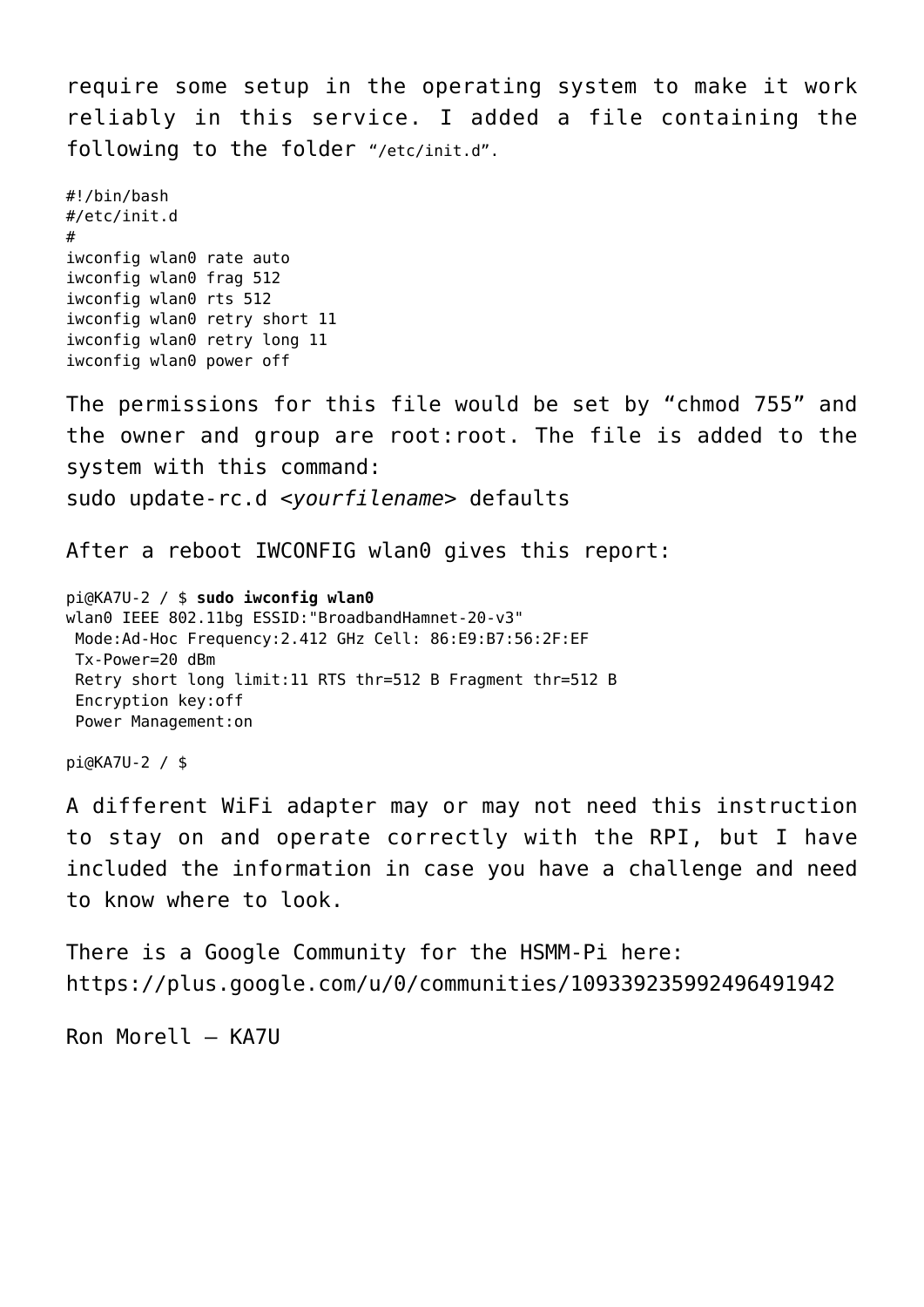require some setup in the operating system to make it work reliably in this service. I added a file containing the following to the folder “/etc/init.d”.

```
#!/bin/bash
#/etc/init.d
#
iwconfig wlan0 rate auto
iwconfig wlan0 frag 512
iwconfig wlan0 rts 512
iwconfig wlan0 retry short 11
iwconfig wlan0 retry long 11
iwconfig wlan0 power off
```

The permissions for this file would be set by “chmod 755” and the owner and group are root:root. The file is added to the system with this command:
sudo update-rc.d <*yourfilename*> defaults

After a reboot IWCONFIG wlan0 gives this report:

```
pi@KA7U-2 / $ sudo iwconfig wlan0
wlan0 IEEE 802.11bg ESSID:"BroadbandHamnet-20-v3"
 Mode:Ad-Hoc Frequency:2.412 GHz Cell: 86:E9:B7:56:2F:EF
 Tx-Power=20 dBm
 Retry short long limit:11 RTS thr=512 B Fragment thr=512 B
 Encryption key:off
 Power Management:on

pi@KA7U-2 / $
```

A different WiFi adapter may or may not need this instruction to stay on and operate correctly with the RPI, but I have included the information in case you have a challenge and need to know where to look.

There is a Google Community for the HSMM-Pi here:
https://plus.google.com/u/0/communities/109339235992496491942

Ron Morell – KA7U